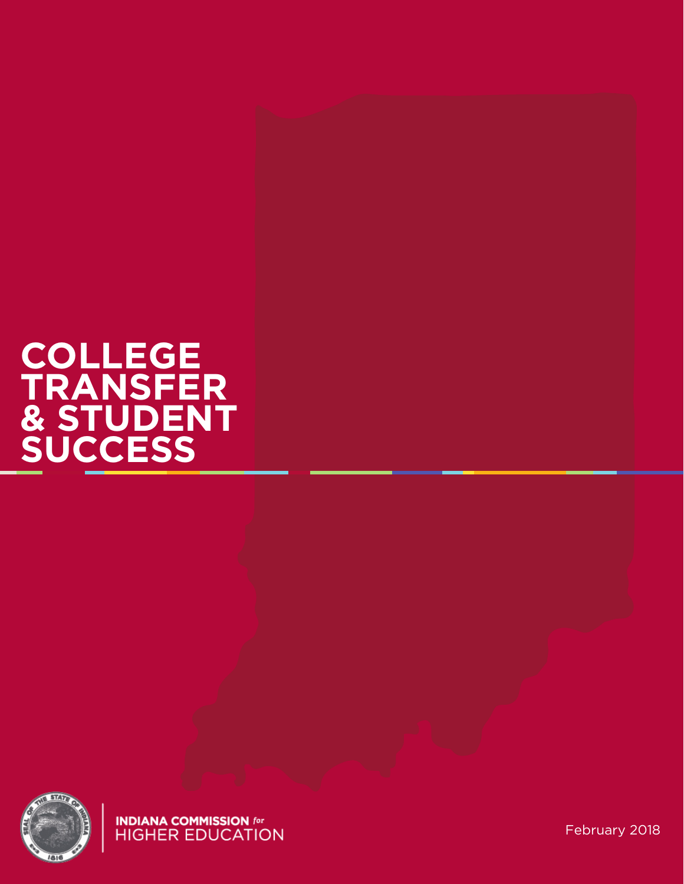# COLLEGE TRANSFER & STUDENT SUCCESS

INDIANA COMMISSION *for* HIGHER EDUCATION

February 2018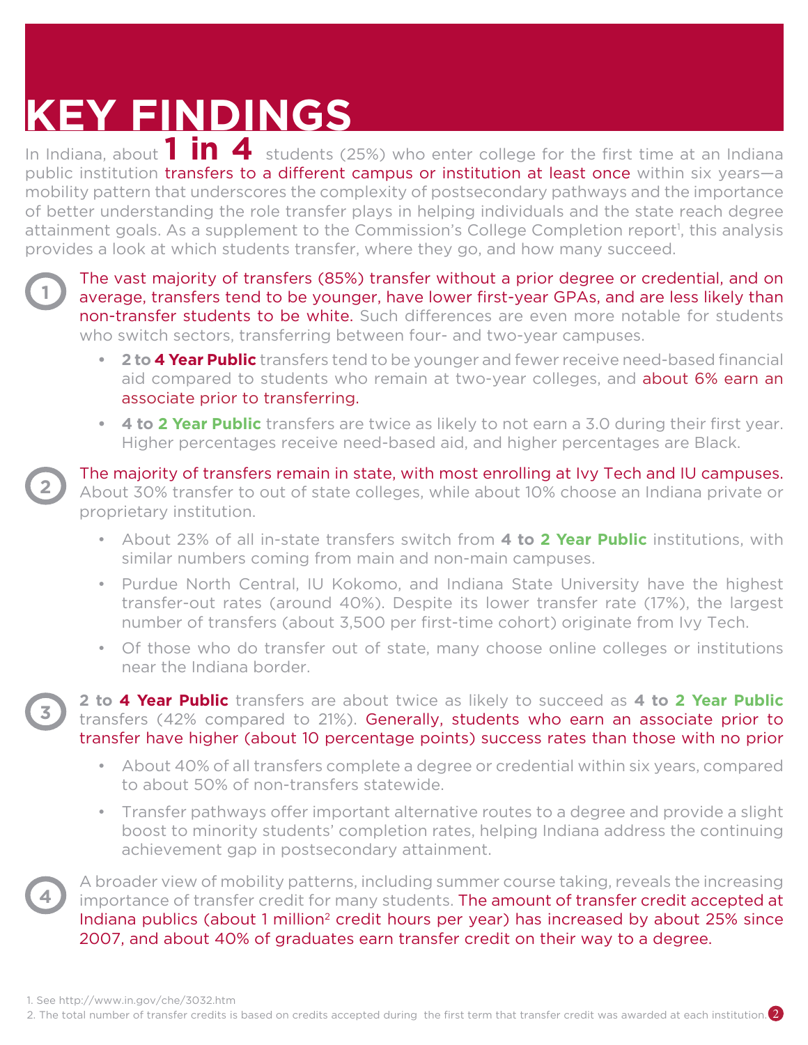# KEY FINDINGS

In Indiana, about **1 in 4** students (25%) who enter college for the first time at an Indiana public institution transfers to a different campus or institution at least once within six years—a mobility pattern that underscores the complexity of postsecondary pathways and the importance of better understanding the role transfer plays in helping individuals and the state reach degree attainment goals. As a supplement to the Commission's College Completion report[1], this analysis provides a look at which students transfer, where they go, and how many succeed.

1. The vast majority of transfers (85%) transfer without a prior degree or credential, and on average, transfers tend to be younger, have lower first-year GPAs, and are less likely than non-transfer students to be white. Such differences are even more notable for students who switch sectors, transferring between four- and two-year campuses.
   - **2 to 4 Year Public** transfers tend to be younger and fewer receive need-based financial aid compared to students who remain at two-year colleges, and about 6% earn an associate prior to transferring.
   - **4 to 2 Year Public** transfers are twice as likely to not earn a 3.0 during their first year. Higher percentages receive need-based aid, and higher percentages are Black.

2. The majority of transfers remain in state, with most enrolling at Ivy Tech and IU campuses. About 30% transfer to out of state colleges, while about 10% choose an Indiana private or proprietary institution.
   - About 23% of all in-state transfers switch from **4 to 2 Year Public** institutions, with similar numbers coming from main and non-main campuses.
   - Purdue North Central, IU Kokomo, and Indiana State University have the highest transfer-out rates (around 40%). Despite its lower transfer rate (17%), the largest number of transfers (about 3,500 per first-time cohort) originate from Ivy Tech.
   - Of those who do transfer out of state, many choose online colleges or institutions near the Indiana border.

3. **2 to 4 Year Public** transfers are about twice as likely to succeed as **4 to 2 Year Public** transfers (42% compared to 21%). Generally, students who earn an associate prior to transfer have higher (about 10 percentage points) success rates than those with no prior
   - About 40% of all transfers complete a degree or credential within six years, compared to about 50% of non-transfers statewide.
   - Transfer pathways offer important alternative routes to a degree and provide a slight boost to minority students' completion rates, helping Indiana address the continuing achievement gap in postsecondary attainment.

4. A broader view of mobility patterns, including summer course taking, reveals the increasing importance of transfer credit for many students. The amount of transfer credit accepted at Indiana publics (about 1 million[2] credit hours per year) has increased by about 25% since 2007, and about 40% of graduates earn transfer credit on their way to a degree.

1. See http://www.in.gov/che/3032.htm
2. The total number of transfer credits is based on credits accepted during the first term that transfer credit was awarded at each institution.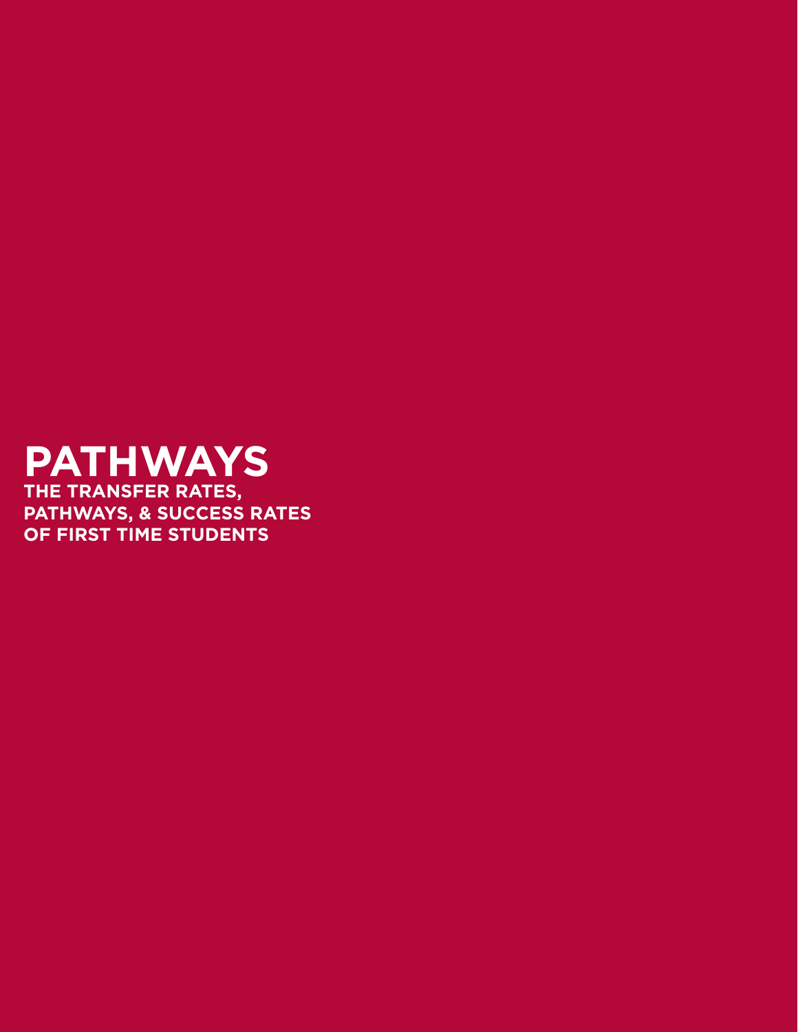# PATHWAYS

**THE TRANSFER RATES, PATHWAYS, & SUCCESS RATES OF FIRST TIME STUDENTS**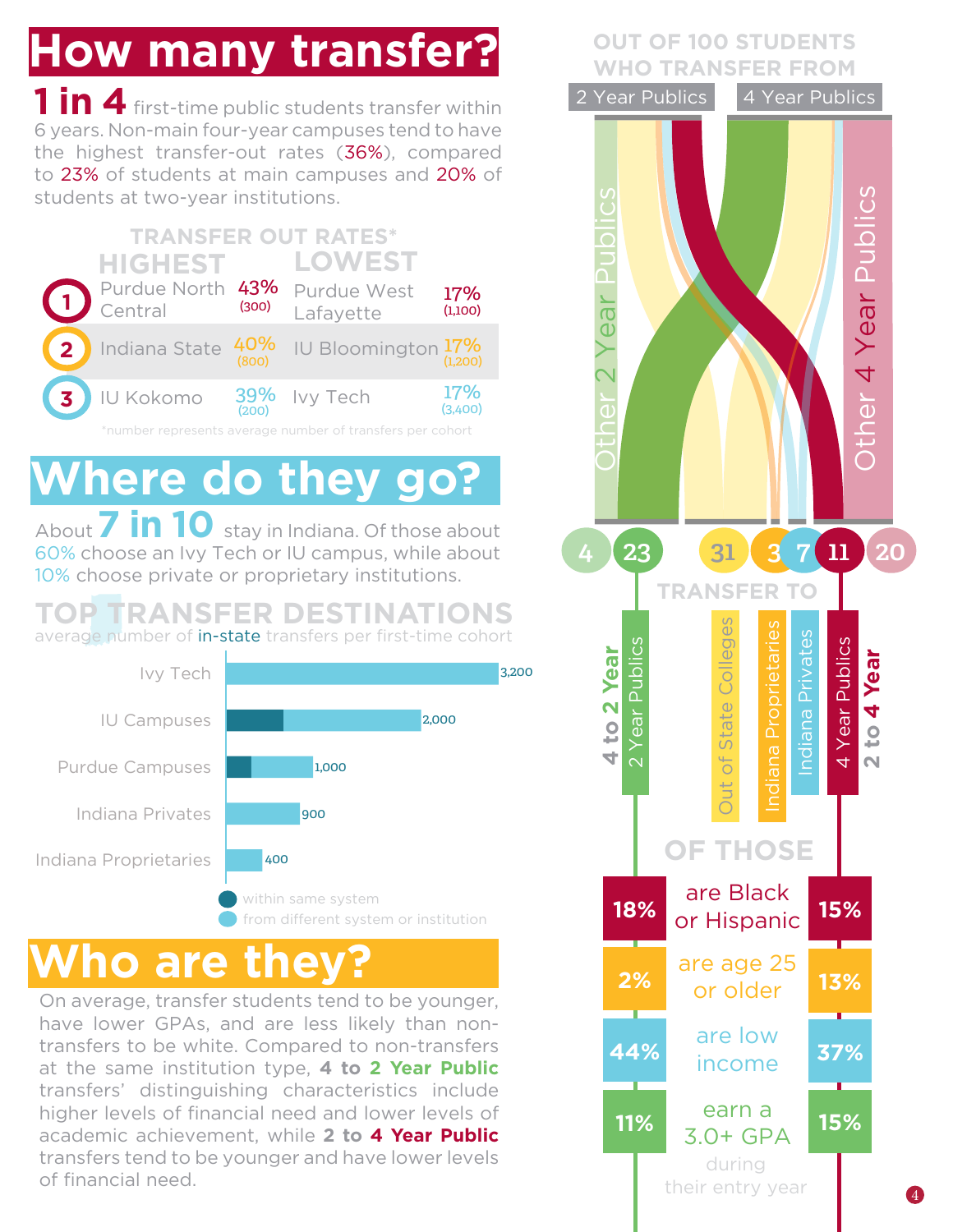# How many transfer?

**1 in 4** first-time public students transfer within 6 years. Non-main four-year campuses tend to have the highest transfer-out rates (36%), compared to 23% of students at main campuses and 20% of students at two-year institutions.

### TRANSFER OUT RATES*

| | HIGHEST | | LOWEST | |
|---|---|---|---|---|
| 1 | Purdue North Central | 43% (300) | Purdue West Lafayette | 17% (1,100) |
| 2 | Indiana State | 40% (800) | IU Bloomington | 17% (1,200) |
| 3 | IU Kokomo | 39% (200) | Ivy Tech | 17% (3,400) |

*number represents average number of transfers per cohort

# Where do they go?

About **7 in 10** stay in Indiana. Of those about 60% choose an Ivy Tech or IU campus, while about 10% choose private or proprietary institutions.

### TOP TRANSFER DESTINATIONS

average number of in-state transfers per first-time cohort

| Destination | Transfers |
|---|---|
| Ivy Tech | 3,200 |
| IU Campuses | 2,000 |
| Purdue Campuses | 1,000 |
| Indiana Privates | 900 |
| Indiana Proprietaries | 400 |

within same system / from different system or institution

### OUT OF 100 STUDENTS WHO TRANSFER FROM

2 Year Publics | 4 Year Publics

| TRANSFER TO | |
|---|---|
| Other 2 Year Publics | 4 |
| 2 Year Publics (4 to 2 Year) | 23 |
| Out of State Colleges | 31 |
| Indiana Proprietaries | 3 |
| Indiana Privates | 7 |
| 4 Year Publics (2 to 4 Year) | 11 |
| Other 4 Year Publics | 20 |

### OF THOSE

| 4 to 2 Year | | 2 to 4 Year |
|---|---|---|
| 18% | are Black or Hispanic | 15% |
| 2% | are age 25 or older | 13% |
| 44% | are low income | 37% |
| 11% | earn a 3.0+ GPA during their entry year | 15% |

# Who are they?

On average, transfer students tend to be younger, have lower GPAs, and are less likely than non-transfers to be white. Compared to non-transfers at the same institution type, **4 to 2 Year Public** transfers' distinguishing characteristics include higher levels of financial need and lower levels of academic achievement, while **2 to 4 Year Public** transfers tend to be younger and have lower levels of financial need.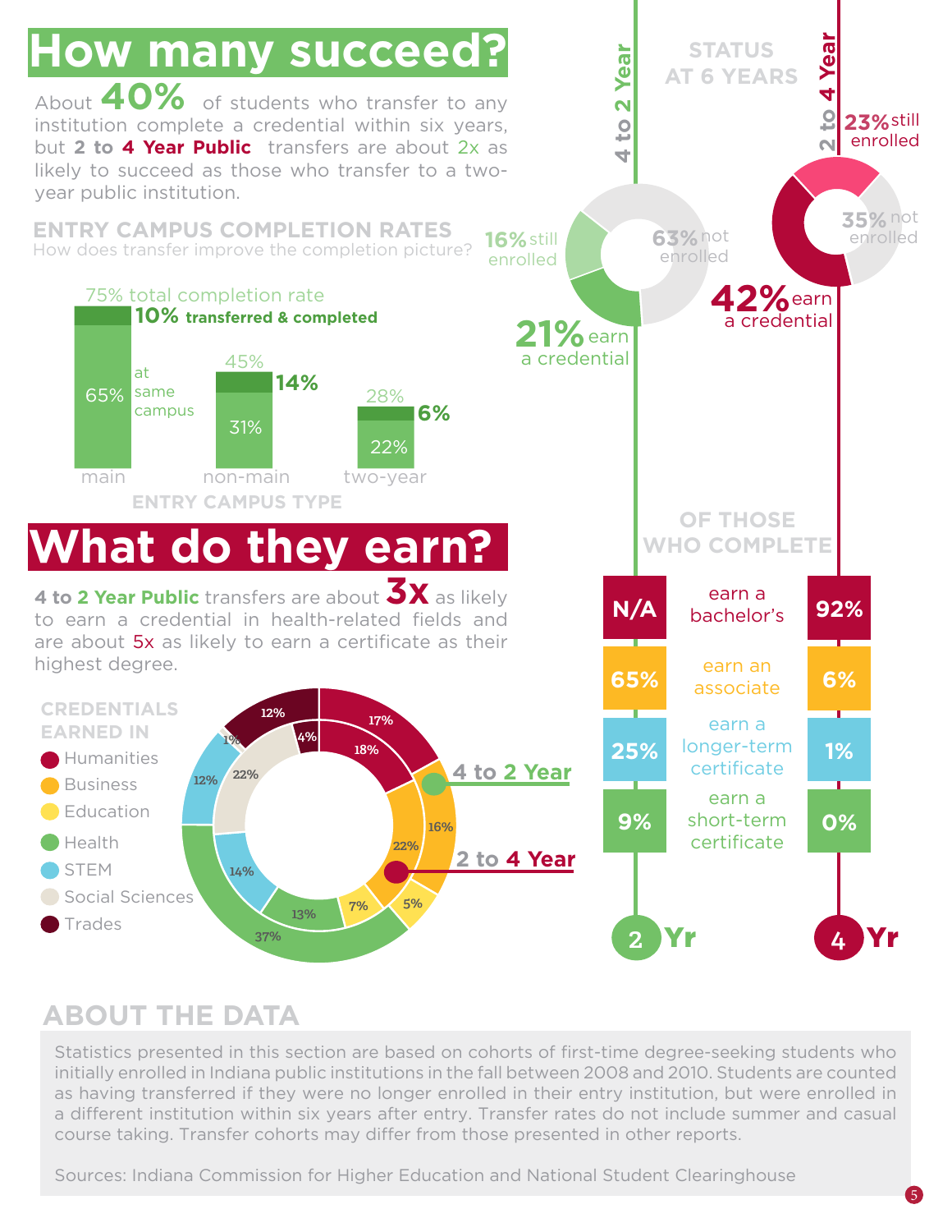# How many succeed?

About **40%** of students who transfer to any institution complete a credential within six years, but **2 to 4 Year Public** transfers are about 2x as likely to succeed as those who transfer to a two-year public institution.

## ENTRY CAMPUS COMPLETION RATES

How does transfer improve the completion picture?

| Entry Campus Type | At same campus | Transferred & completed | Total completion rate |
|---|---|---|---|
| main | 65% | 10% | 75% |
| non-main | 31% | 14% | 45% |
| two-year | 22% | 6% | 28% |

## STATUS AT 6 YEARS

| | 4 to 2 Year | 2 to 4 Year |
|---|---|---|
| earn a credential | 21% | 42% |
| still enrolled | 16% | 23% |
| not enrolled | 63% | 35% |

# What do they earn?

**4 to 2 Year Public** transfers are about **3x** as likely to earn a credential in health-related fields and are about 5x as likely to earn a certificate as their highest degree.

## CREDENTIALS EARNED IN

| Field | 4 to 2 Year | 2 to 4 Year |
|---|---|---|
| Humanities | 17% | 18% |
| Business | 16% | 22% |
| Education | 5% | 7% |
| Health | 37% | 13% |
| STEM | 12% | 14% |
| Social Sciences | 1% | 22% |
| Trades | 12% | 4% |

## OF THOSE WHO COMPLETE

| 2 Yr | | 4 Yr |
|---|---|---|
| N/A | earn a bachelor's | 92% |
| 65% | earn an associate | 6% |
| 25% | earn a longer-term certificate | 1% |
| 9% | earn a short-term certificate | 0% |

## ABOUT THE DATA

Statistics presented in this section are based on cohorts of first-time degree-seeking students who initially enrolled in Indiana public institutions in the fall between 2008 and 2010. Students are counted as having transferred if they were no longer enrolled in their entry institution, but were enrolled in a different institution within six years after entry. Transfer rates do not include summer and casual course taking. Transfer cohorts may differ from those presented in other reports.

Sources: Indiana Commission for Higher Education and National Student Clearinghouse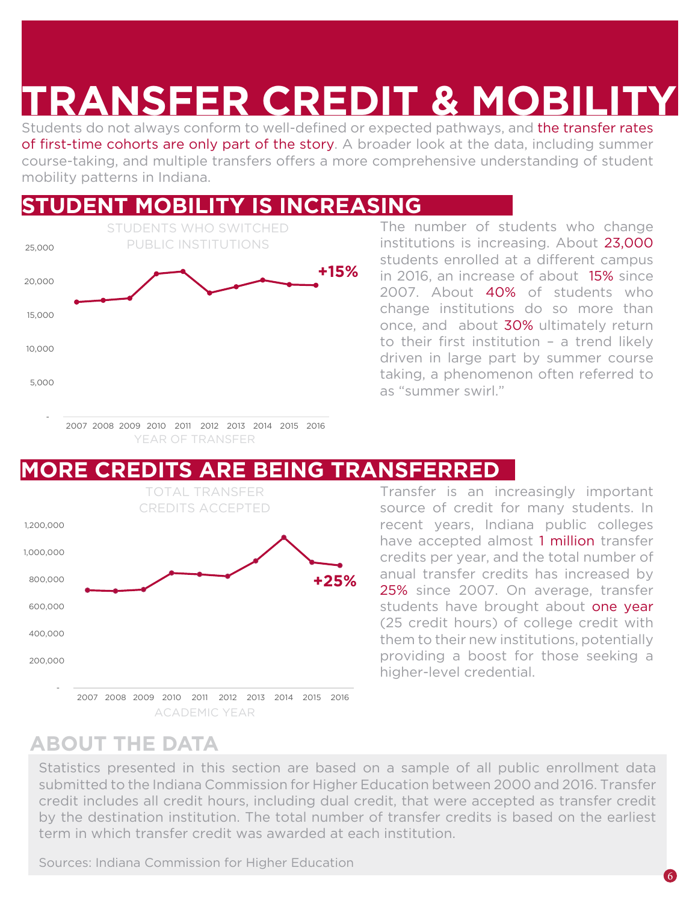# TRANSFER CREDIT & MOBILITY

Students do not always conform to well-defined or expected pathways, and the transfer rates of first-time cohorts are only part of the story. A broader look at the data, including summer course-taking, and multiple transfers offers a more comprehensive understanding of student mobility patterns in Indiana.

## STUDENT MOBILITY IS INCREASING

STUDENTS WHO SWITCHED PUBLIC INSTITUTIONS

25,000
20,000
15,000
10,000
5,000
-

+15%

2007 2008 2009 2010 2011 2012 2013 2014 2015 2016

YEAR OF TRANSFER

The number of students who change institutions is increasing. About 23,000 students enrolled at a different campus in 2016, an increase of about 15% since 2007. About 40% of students who change institutions do so more than once, and about 30% ultimately return to their first institution – a trend likely driven in large part by summer course taking, a phenomenon often referred to as "summer swirl."

## MORE CREDITS ARE BEING TRANSFERRED

TOTAL TRANSFER CREDITS ACCEPTED

1,200,000
1,000,000
800,000
600,000
400,000
200,000
-

+25%

2007 2008 2009 2010 2011 2012 2013 2014 2015 2016

ACADEMIC YEAR

Transfer is an increasingly important source of credit for many students. In recent years, Indiana public colleges have accepted almost 1 million transfer credits per year, and the total number of anual transfer credits has increased by 25% since 2007. On average, transfer students have brought about one year (25 credit hours) of college credit with them to their new institutions, potentially providing a boost for those seeking a higher-level credential.

## ABOUT THE DATA

Statistics presented in this section are based on a sample of all public enrollment data submitted to the Indiana Commission for Higher Education between 2000 and 2016. Transfer credit includes all credit hours, including dual credit, that were accepted as transfer credit by the destination institution. The total number of transfer credits is based on the earliest term in which transfer credit was awarded at each institution.

Sources: Indiana Commission for Higher Education